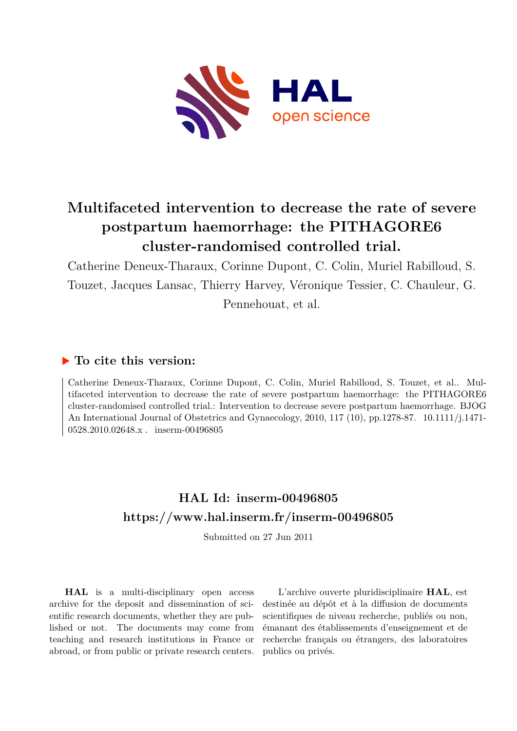# Multifaceted intervention to decrease the rate of severe postpartum haemorrhage: the PITHAGORE6 cluster-randomised controlled trial.

Catherine Deneux-Tharaux, Corinne Dupont, C. Colin, Muriel Rabilloud, S. Touzet, Jacques Lansac, Thierry Harvey, Véronique Tessier, C. Chauleur, G. Pennehouat, et al.

## ▶ To cite this version:

Catherine Deneux-Tharaux, Corinne Dupont, C. Colin, Muriel Rabilloud, S. Touzet, et al.. Multifaceted intervention to decrease the rate of severe postpartum haemorrhage: the PITHAGORE6 cluster-randomised controlled trial.: Intervention to decrease severe postpartum haemorrhage. BJOG An International Journal of Obstetrics and Gynaecology, 2010, 117 (10), pp.1278-87. 10.1111/j.1471-0528.2010.02648.x . inserm-00496805

## HAL Id: inserm-00496805
## https://www.hal.inserm.fr/inserm-00496805

Submitted on 27 Jun 2011

**HAL** is a multi-disciplinary open access archive for the deposit and dissemination of scientific research documents, whether they are published or not. The documents may come from teaching and research institutions in France or abroad, or from public or private research centers.

L'archive ouverte pluridisciplinaire **HAL**, est destinée au dépôt et à la diffusion de documents scientifiques de niveau recherche, publiés ou non, émanant des établissements d'enseignement et de recherche français ou étrangers, des laboratoires publics ou privés.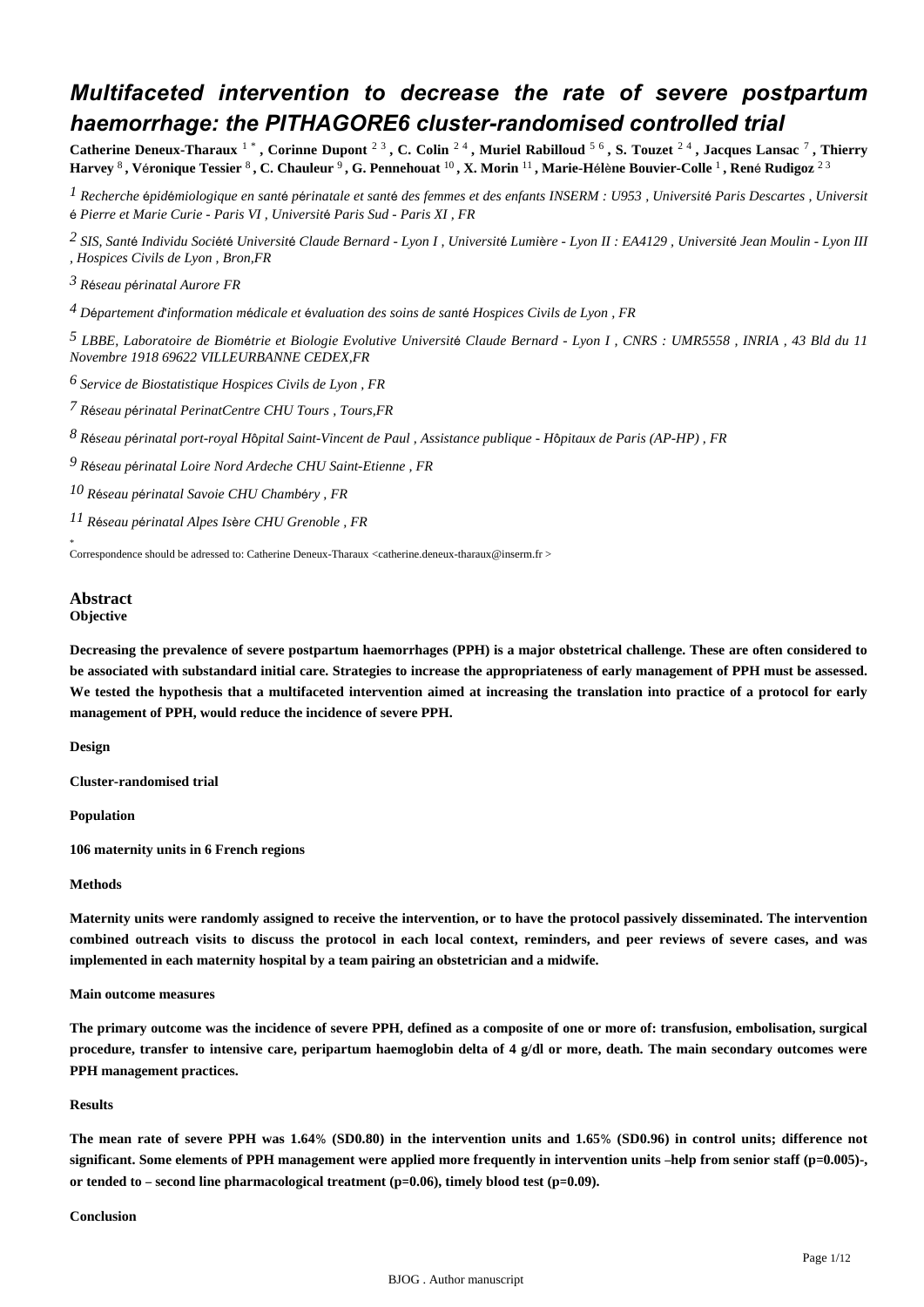# Multifaceted intervention to decrease the rate of severe postpartum haemorrhage: the PITHAGORE6 cluster-randomised controlled trial

**Catherine Deneux-Tharaux** [1 *] **, Corinne Dupont** [2 3] **, C. Colin** [2 4] **, Muriel Rabilloud** [5 6] **, S. Touzet** [2 4] **, Jacques Lansac** [7] **, Thierry Harvey** [8] **, Véronique Tessier** [8] **, C. Chauleur** [9] **, G. Pennehouat** [10] **, X. Morin** [11] **, Marie-Hélène Bouvier-Colle** [1] **, René Rudigoz** [2 3]

[1] *Recherche épidémiologique en santé périnatale et santé des femmes et des enfants INSERM : U953 , Université Paris Descartes , Université Pierre et Marie Curie - Paris VI , Université Paris Sud - Paris XI , FR*

[2] *SIS, Santé Individu Société Université Claude Bernard - Lyon I , Université Lumière - Lyon II : EA4129 , Université Jean Moulin - Lyon III , Hospices Civils de Lyon , Bron,FR*

[3] *Réseau périnatal Aurore FR*

[4] *Département d'information médicale et évaluation des soins de santé Hospices Civils de Lyon , FR*

[5] *LBBE, Laboratoire de Biométrie et Biologie Evolutive Université Claude Bernard - Lyon I , CNRS : UMR5558 , INRIA , 43 Bld du 11 Novembre 1918 69622 VILLEURBANNE CEDEX,FR*

[6] *Service de Biostatistique Hospices Civils de Lyon , FR*

[7] *Réseau périnatal PerinatCentre CHU Tours , Tours,FR*

[8] *Réseau périnatal port-royal Hôpital Saint-Vincent de Paul , Assistance publique - Hôpitaux de Paris (AP-HP) , FR*

[9] *Réseau périnatal Loire Nord Ardeche CHU Saint-Etienne , FR*

[10] *Réseau périnatal Savoie CHU Chambéry , FR*

[11] *Réseau périnatal Alpes Isère CHU Grenoble , FR*

[*] Correspondence should be adressed to: Catherine Deneux-Tharaux <catherine.deneux-tharaux@inserm.fr >

## Abstract

**Objective**

**Decreasing the prevalence of severe postpartum haemorrhages (PPH) is a major obstetrical challenge. These are often considered to be associated with substandard initial care. Strategies to increase the appropriateness of early management of PPH must be assessed. We tested the hypothesis that a multifaceted intervention aimed at increasing the translation into practice of a protocol for early management of PPH, would reduce the incidence of severe PPH.**

**Design**

**Cluster-randomised trial**

**Population**

**106 maternity units in 6 French regions**

**Methods**

**Maternity units were randomly assigned to receive the intervention, or to have the protocol passively disseminated. The intervention combined outreach visits to discuss the protocol in each local context, reminders, and peer reviews of severe cases, and was implemented in each maternity hospital by a team pairing an obstetrician and a midwife.**

**Main outcome measures**

**The primary outcome was the incidence of severe PPH, defined as a composite of one or more of: transfusion, embolisation, surgical procedure, transfer to intensive care, peripartum haemoglobin delta of 4 g/dl or more, death. The main secondary outcomes were PPH management practices.**

**Results**

**The mean rate of severe PPH was 1.64% (SD0.80) in the intervention units and 1.65% (SD0.96) in control units; difference not significant. Some elements of PPH management were applied more frequently in intervention units –help from senior staff ($p=0.005$)-, or tended to – second line pharmacological treatment ($p=0.06$), timely blood test ($p=0.09$).**

**Conclusion**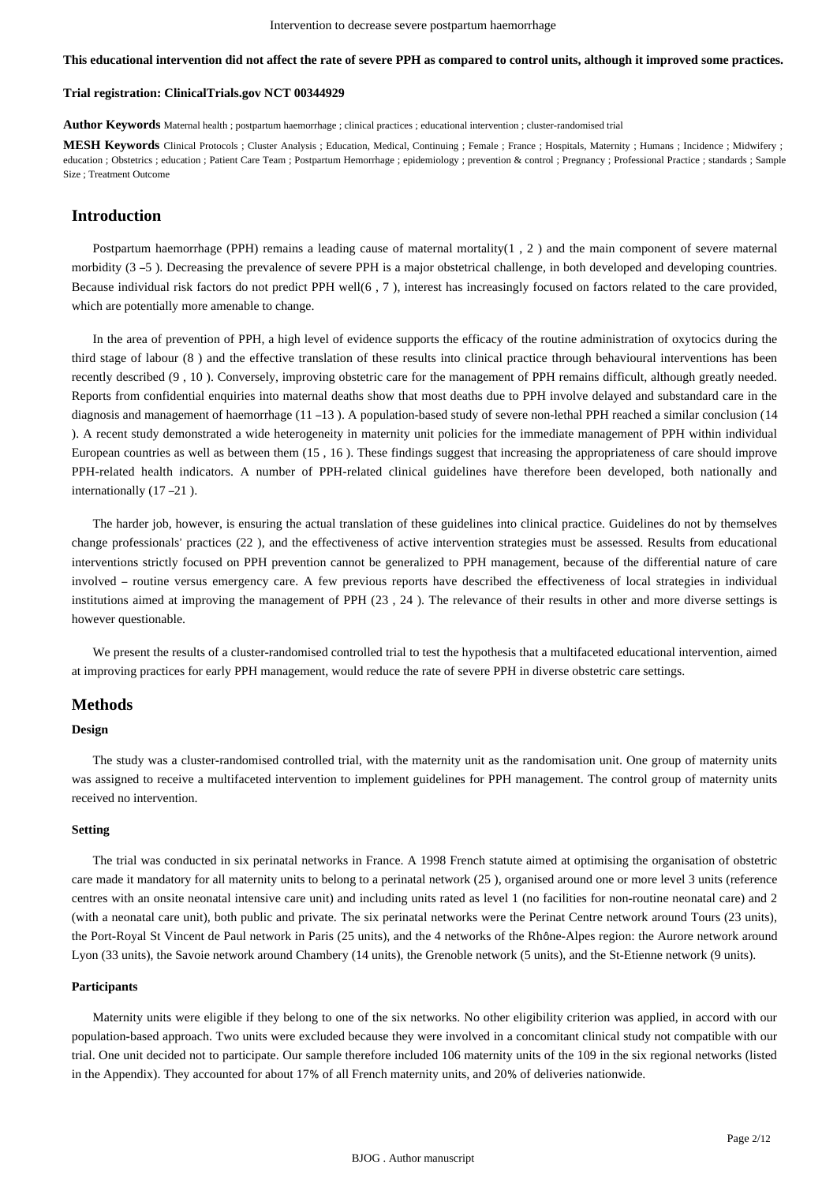**This educational intervention did not affect the rate of severe PPH as compared to control units, although it improved some practices.**

**Trial registration: ClinicalTrials.gov NCT 00344929**

**Author Keywords** Maternal health ; postpartum haemorrhage ; clinical practices ; educational intervention ; cluster-randomised trial

**MESH Keywords** Clinical Protocols ; Cluster Analysis ; Education, Medical, Continuing ; Female ; France ; Hospitals, Maternity ; Humans ; Incidence ; Midwifery ; education ; Obstetrics ; education ; Patient Care Team ; Postpartum Hemorrhage ; epidemiology ; prevention & control ; Pregnancy ; Professional Practice ; standards ; Sample Size ; Treatment Outcome

## Introduction

Postpartum haemorrhage (PPH) remains a leading cause of maternal mortality(1 , 2 ) and the main component of severe maternal morbidity (3 –5 ). Decreasing the prevalence of severe PPH is a major obstetrical challenge, in both developed and developing countries. Because individual risk factors do not predict PPH well(6 , 7 ), interest has increasingly focused on factors related to the care provided, which are potentially more amenable to change.

In the area of prevention of PPH, a high level of evidence supports the efficacy of the routine administration of oxytocics during the third stage of labour (8 ) and the effective translation of these results into clinical practice through behavioural interventions has been recently described (9 , 10 ). Conversely, improving obstetric care for the management of PPH remains difficult, although greatly needed. Reports from confidential enquiries into maternal deaths show that most deaths due to PPH involve delayed and substandard care in the diagnosis and management of haemorrhage (11 –13 ). A population-based study of severe non-lethal PPH reached a similar conclusion (14 ). A recent study demonstrated a wide heterogeneity in maternity unit policies for the immediate management of PPH within individual European countries as well as between them (15 , 16 ). These findings suggest that increasing the appropriateness of care should improve PPH-related health indicators. A number of PPH-related clinical guidelines have therefore been developed, both nationally and internationally (17 –21 ).

The harder job, however, is ensuring the actual translation of these guidelines into clinical practice. Guidelines do not by themselves change professionals' practices (22 ), and the effectiveness of active intervention strategies must be assessed. Results from educational interventions strictly focused on PPH prevention cannot be generalized to PPH management, because of the differential nature of care involved – routine versus emergency care. A few previous reports have described the effectiveness of local strategies in individual institutions aimed at improving the management of PPH (23 , 24 ). The relevance of their results in other and more diverse settings is however questionable.

We present the results of a cluster-randomised controlled trial to test the hypothesis that a multifaceted educational intervention, aimed at improving practices for early PPH management, would reduce the rate of severe PPH in diverse obstetric care settings.

## Methods

### Design

The study was a cluster-randomised controlled trial, with the maternity unit as the randomisation unit. One group of maternity units was assigned to receive a multifaceted intervention to implement guidelines for PPH management. The control group of maternity units received no intervention.

### Setting

The trial was conducted in six perinatal networks in France. A 1998 French statute aimed at optimising the organisation of obstetric care made it mandatory for all maternity units to belong to a perinatal network (25 ), organised around one or more level 3 units (reference centres with an onsite neonatal intensive care unit) and including units rated as level 1 (no facilities for non-routine neonatal care) and 2 (with a neonatal care unit), both public and private. The six perinatal networks were the Perinat Centre network around Tours (23 units), the Port-Royal St Vincent de Paul network in Paris (25 units), and the 4 networks of the Rhône-Alpes region: the Aurore network around Lyon (33 units), the Savoie network around Chambery (14 units), the Grenoble network (5 units), and the St-Etienne network (9 units).

### Participants

Maternity units were eligible if they belong to one of the six networks. No other eligibility criterion was applied, in accord with our population-based approach. Two units were excluded because they were involved in a concomitant clinical study not compatible with our trial. One unit decided not to participate. Our sample therefore included 106 maternity units of the 109 in the six regional networks (listed in the Appendix). They accounted for about 17% of all French maternity units, and 20% of deliveries nationwide.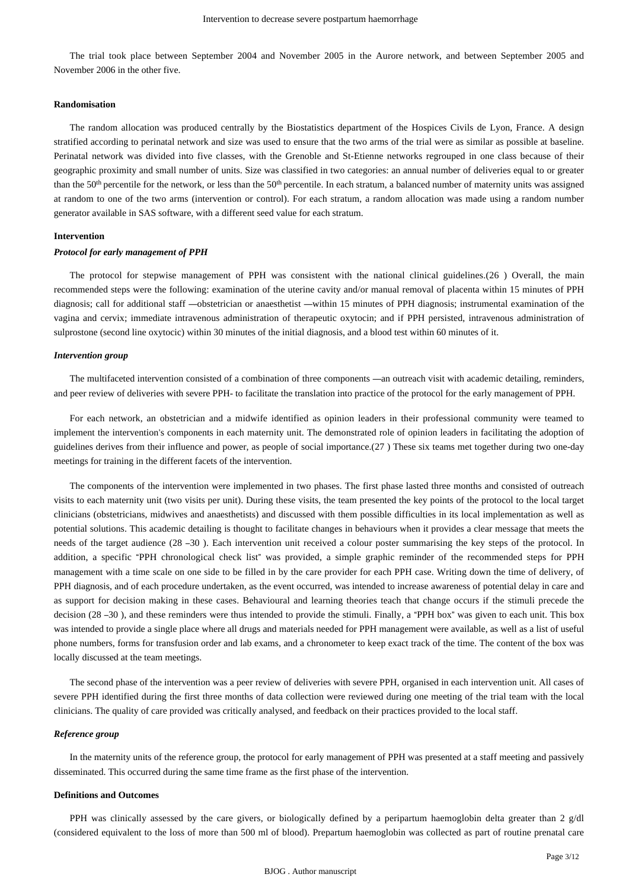The trial took place between September 2004 and November 2005 in the Aurore network, and between September 2005 and November 2006 in the other five.

### Randomisation

The random allocation was produced centrally by the Biostatistics department of the Hospices Civils de Lyon, France. A design stratified according to perinatal network and size was used to ensure that the two arms of the trial were as similar as possible at baseline. Perinatal network was divided into five classes, with the Grenoble and St-Etienne networks regrouped in one class because of their geographic proximity and small number of units. Size was classified in two categories: an annual number of deliveries equal to or greater than the 50th percentile for the network, or less than the 50th percentile. In each stratum, a balanced number of maternity units was assigned at random to one of the two arms (intervention or control). For each stratum, a random allocation was made using a random number generator available in SAS software, with a different seed value for each stratum.

### Intervention

#### *Protocol for early management of PPH*

The protocol for stepwise management of PPH was consistent with the national clinical guidelines.(26 ) Overall, the main recommended steps were the following: examination of the uterine cavity and/or manual removal of placenta within 15 minutes of PPH diagnosis; call for additional staff —obstetrician or anaesthetist —within 15 minutes of PPH diagnosis; instrumental examination of the vagina and cervix; immediate intravenous administration of therapeutic oxytocin; and if PPH persisted, intravenous administration of sulprostone (second line oxytocic) within 30 minutes of the initial diagnosis, and a blood test within 60 minutes of it.

#### *Intervention group*

The multifaceted intervention consisted of a combination of three components —an outreach visit with academic detailing, reminders, and peer review of deliveries with severe PPH- to facilitate the translation into practice of the protocol for the early management of PPH.

For each network, an obstetrician and a midwife identified as opinion leaders in their professional community were teamed to implement the intervention's components in each maternity unit. The demonstrated role of opinion leaders in facilitating the adoption of guidelines derives from their influence and power, as people of social importance.(27 ) These six teams met together during two one-day meetings for training in the different facets of the intervention.

The components of the intervention were implemented in two phases. The first phase lasted three months and consisted of outreach visits to each maternity unit (two visits per unit). During these visits, the team presented the key points of the protocol to the local target clinicians (obstetricians, midwives and anaesthetists) and discussed with them possible difficulties in its local implementation as well as potential solutions. This academic detailing is thought to facilitate changes in behaviours when it provides a clear message that meets the needs of the target audience (28 –30 ). Each intervention unit received a colour poster summarising the key steps of the protocol. In addition, a specific "PPH chronological check list" was provided, a simple graphic reminder of the recommended steps for PPH management with a time scale on one side to be filled in by the care provider for each PPH case. Writing down the time of delivery, of PPH diagnosis, and of each procedure undertaken, as the event occurred, was intended to increase awareness of potential delay in care and as support for decision making in these cases. Behavioural and learning theories teach that change occurs if the stimuli precede the decision (28 –30 ), and these reminders were thus intended to provide the stimuli. Finally, a "PPH box" was given to each unit. This box was intended to provide a single place where all drugs and materials needed for PPH management were available, as well as a list of useful phone numbers, forms for transfusion order and lab exams, and a chronometer to keep exact track of the time. The content of the box was locally discussed at the team meetings.

The second phase of the intervention was a peer review of deliveries with severe PPH, organised in each intervention unit. All cases of severe PPH identified during the first three months of data collection were reviewed during one meeting of the trial team with the local clinicians. The quality of care provided was critically analysed, and feedback on their practices provided to the local staff.

#### *Reference group*

In the maternity units of the reference group, the protocol for early management of PPH was presented at a staff meeting and passively disseminated. This occurred during the same time frame as the first phase of the intervention.

### Definitions and Outcomes

PPH was clinically assessed by the care givers, or biologically defined by a peripartum haemoglobin delta greater than 2 g/dl (considered equivalent to the loss of more than 500 ml of blood). Prepartum haemoglobin was collected as part of routine prenatal care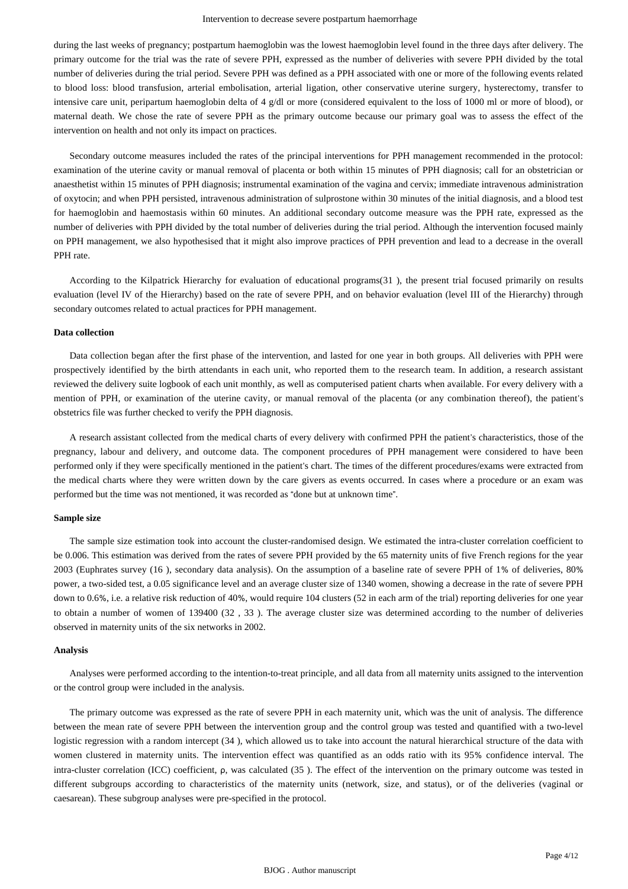during the last weeks of pregnancy; postpartum haemoglobin was the lowest haemoglobin level found in the three days after delivery. The primary outcome for the trial was the rate of severe PPH, expressed as the number of deliveries with severe PPH divided by the total number of deliveries during the trial period. Severe PPH was defined as a PPH associated with one or more of the following events related to blood loss: blood transfusion, arterial embolisation, arterial ligation, other conservative uterine surgery, hysterectomy, transfer to intensive care unit, peripartum haemoglobin delta of 4 g/dl or more (considered equivalent to the loss of 1000 ml or more of blood), or maternal death. We chose the rate of severe PPH as the primary outcome because our primary goal was to assess the effect of the intervention on health and not only its impact on practices.

Secondary outcome measures included the rates of the principal interventions for PPH management recommended in the protocol: examination of the uterine cavity or manual removal of placenta or both within 15 minutes of PPH diagnosis; call for an obstetrician or anaesthetist within 15 minutes of PPH diagnosis; instrumental examination of the vagina and cervix; immediate intravenous administration of oxytocin; and when PPH persisted, intravenous administration of sulprostone within 30 minutes of the initial diagnosis, and a blood test for haemoglobin and haemostasis within 60 minutes. An additional secondary outcome measure was the PPH rate, expressed as the number of deliveries with PPH divided by the total number of deliveries during the trial period. Although the intervention focused mainly on PPH management, we also hypothesised that it might also improve practices of PPH prevention and lead to a decrease in the overall PPH rate.

According to the Kilpatrick Hierarchy for evaluation of educational programs(31 ), the present trial focused primarily on results evaluation (level IV of the Hierarchy) based on the rate of severe PPH, and on behavior evaluation (level III of the Hierarchy) through secondary outcomes related to actual practices for PPH management.

#### Data collection

Data collection began after the first phase of the intervention, and lasted for one year in both groups. All deliveries with PPH were prospectively identified by the birth attendants in each unit, who reported them to the research team. In addition, a research assistant reviewed the delivery suite logbook of each unit monthly, as well as computerised patient charts when available. For every delivery with a mention of PPH, or examination of the uterine cavity, or manual removal of the placenta (or any combination thereof), the patient's obstetrics file was further checked to verify the PPH diagnosis.

A research assistant collected from the medical charts of every delivery with confirmed PPH the patient's characteristics, those of the pregnancy, labour and delivery, and outcome data. The component procedures of PPH management were considered to have been performed only if they were specifically mentioned in the patient's chart. The times of the different procedures/exams were extracted from the medical charts where they were written down by the care givers as events occurred. In cases where a procedure or an exam was performed but the time was not mentioned, it was recorded as "done but at unknown time".

#### Sample size

The sample size estimation took into account the cluster-randomised design. We estimated the intra-cluster correlation coefficient to be 0.006. This estimation was derived from the rates of severe PPH provided by the 65 maternity units of five French regions for the year 2003 (Euphrates survey (16 ), secondary data analysis). On the assumption of a baseline rate of severe PPH of 1% of deliveries, 80% power, a two-sided test, a 0.05 significance level and an average cluster size of 1340 women, showing a decrease in the rate of severe PPH down to 0.6%, i.e. a relative risk reduction of 40%, would require 104 clusters (52 in each arm of the trial) reporting deliveries for one year to obtain a number of women of 139400 (32 , 33 ). The average cluster size was determined according to the number of deliveries observed in maternity units of the six networks in 2002.

#### Analysis

Analyses were performed according to the intention-to-treat principle, and all data from all maternity units assigned to the intervention or the control group were included in the analysis.

The primary outcome was expressed as the rate of severe PPH in each maternity unit, which was the unit of analysis. The difference between the mean rate of severe PPH between the intervention group and the control group was tested and quantified with a two-level logistic regression with a random intercept (34 ), which allowed us to take into account the natural hierarchical structure of the data with women clustered in maternity units. The intervention effect was quantified as an odds ratio with its 95% confidence interval. The intra-cluster correlation (ICC) coefficient, $\rho$, was calculated (35 ). The effect of the intervention on the primary outcome was tested in different subgroups according to characteristics of the maternity units (network, size, and status), or of the deliveries (vaginal or caesarean). These subgroup analyses were pre-specified in the protocol.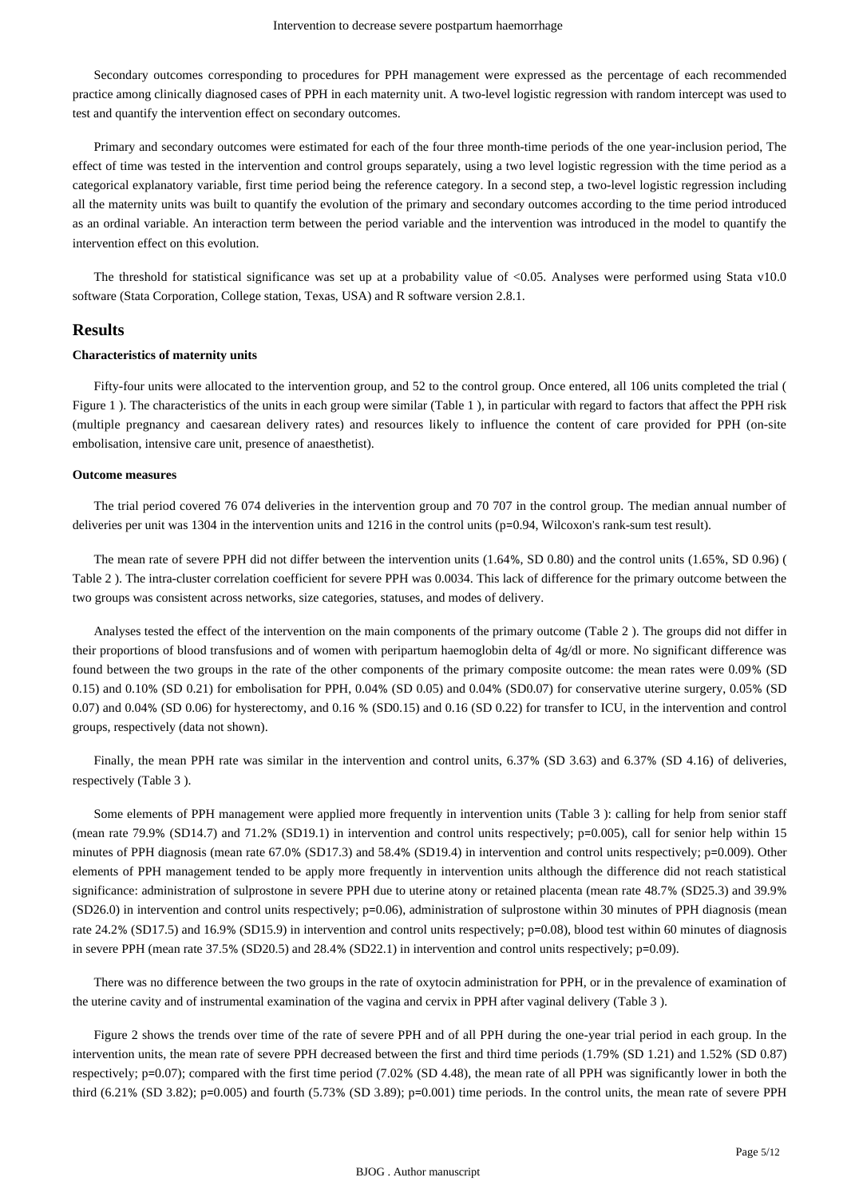Secondary outcomes corresponding to procedures for PPH management were expressed as the percentage of each recommended practice among clinically diagnosed cases of PPH in each maternity unit. A two-level logistic regression with random intercept was used to test and quantify the intervention effect on secondary outcomes.

Primary and secondary outcomes were estimated for each of the four three month-time periods of the one year-inclusion period, The effect of time was tested in the intervention and control groups separately, using a two level logistic regression with the time period as a categorical explanatory variable, first time period being the reference category. In a second step, a two-level logistic regression including all the maternity units was built to quantify the evolution of the primary and secondary outcomes according to the time period introduced as an ordinal variable. An interaction term between the period variable and the intervention was introduced in the model to quantify the intervention effect on this evolution.

The threshold for statistical significance was set up at a probability value of <0.05. Analyses were performed using Stata v10.0 software (Stata Corporation, College station, Texas, USA) and R software version 2.8.1.

## Results

### Characteristics of maternity units

Fifty-four units were allocated to the intervention group, and 52 to the control group. Once entered, all 106 units completed the trial ( Figure 1 ). The characteristics of the units in each group were similar (Table 1 ), in particular with regard to factors that affect the PPH risk (multiple pregnancy and caesarean delivery rates) and resources likely to influence the content of care provided for PPH (on-site embolisation, intensive care unit, presence of anaesthetist).

### Outcome measures

The trial period covered 76 074 deliveries in the intervention group and 70 707 in the control group. The median annual number of deliveries per unit was 1304 in the intervention units and 1216 in the control units (p=0.94, Wilcoxon's rank-sum test result).

The mean rate of severe PPH did not differ between the intervention units (1.64%, SD 0.80) and the control units (1.65%, SD 0.96) ( Table 2 ). The intra-cluster correlation coefficient for severe PPH was 0.0034. This lack of difference for the primary outcome between the two groups was consistent across networks, size categories, statuses, and modes of delivery.

Analyses tested the effect of the intervention on the main components of the primary outcome (Table 2 ). The groups did not differ in their proportions of blood transfusions and of women with peripartum haemoglobin delta of 4g/dl or more. No significant difference was found between the two groups in the rate of the other components of the primary composite outcome: the mean rates were 0.09% (SD 0.15) and 0.10% (SD 0.21) for embolisation for PPH, 0.04% (SD 0.05) and 0.04% (SD0.07) for conservative uterine surgery, 0.05% (SD 0.07) and 0.04% (SD 0.06) for hysterectomy, and 0.16 % (SD0.15) and 0.16 (SD 0.22) for transfer to ICU, in the intervention and control groups, respectively (data not shown).

Finally, the mean PPH rate was similar in the intervention and control units, 6.37% (SD 3.63) and 6.37% (SD 4.16) of deliveries, respectively (Table 3 ).

Some elements of PPH management were applied more frequently in intervention units (Table 3 ): calling for help from senior staff (mean rate 79.9% (SD14.7) and 71.2% (SD19.1) in intervention and control units respectively; p=0.005), call for senior help within 15 minutes of PPH diagnosis (mean rate 67.0% (SD17.3) and 58.4% (SD19.4) in intervention and control units respectively; p=0.009). Other elements of PPH management tended to be apply more frequently in intervention units although the difference did not reach statistical significance: administration of sulprostone in severe PPH due to uterine atony or retained placenta (mean rate 48.7% (SD25.3) and 39.9% (SD26.0) in intervention and control units respectively; p=0.06), administration of sulprostone within 30 minutes of PPH diagnosis (mean rate 24.2% (SD17.5) and 16.9% (SD15.9) in intervention and control units respectively; p=0.08), blood test within 60 minutes of diagnosis in severe PPH (mean rate 37.5% (SD20.5) and 28.4% (SD22.1) in intervention and control units respectively; p=0.09).

There was no difference between the two groups in the rate of oxytocin administration for PPH, or in the prevalence of examination of the uterine cavity and of instrumental examination of the vagina and cervix in PPH after vaginal delivery (Table 3 ).

Figure 2 shows the trends over time of the rate of severe PPH and of all PPH during the one-year trial period in each group. In the intervention units, the mean rate of severe PPH decreased between the first and third time periods (1.79% (SD 1.21) and 1.52% (SD 0.87) respectively; p=0.07); compared with the first time period (7.02% (SD 4.48), the mean rate of all PPH was significantly lower in both the third (6.21% (SD 3.82); p=0.005) and fourth (5.73% (SD 3.89); p=0.001) time periods. In the control units, the mean rate of severe PPH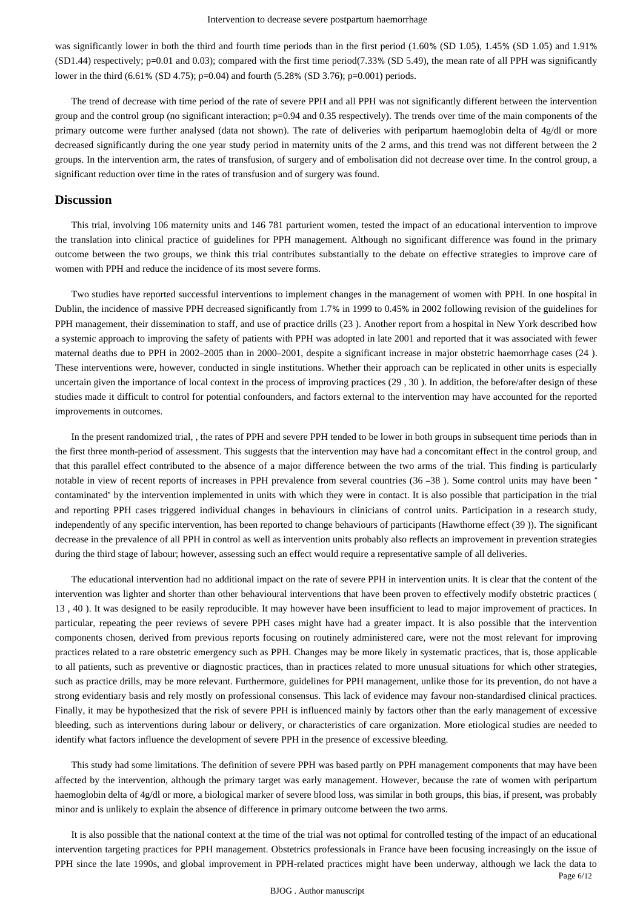was significantly lower in both the third and fourth time periods than in the first period (1.60% (SD 1.05), 1.45% (SD 1.05) and 1.91% (SD1.44) respectively; p=0.01 and 0.03); compared with the first time period(7.33% (SD 5.49), the mean rate of all PPH was significantly lower in the third (6.61% (SD 4.75); p=0.04) and fourth (5.28% (SD 3.76); p=0.001) periods.

The trend of decrease with time period of the rate of severe PPH and all PPH was not significantly different between the intervention group and the control group (no significant interaction; p=0.94 and 0.35 respectively). The trends over time of the main components of the primary outcome were further analysed (data not shown). The rate of deliveries with peripartum haemoglobin delta of 4g/dl or more decreased significantly during the one year study period in maternity units of the 2 arms, and this trend was not different between the 2 groups. In the intervention arm, the rates of transfusion, of surgery and of embolisation did not decrease over time. In the control group, a significant reduction over time in the rates of transfusion and of surgery was found.

## Discussion

This trial, involving 106 maternity units and 146 781 parturient women, tested the impact of an educational intervention to improve the translation into clinical practice of guidelines for PPH management. Although no significant difference was found in the primary outcome between the two groups, we think this trial contributes substantially to the debate on effective strategies to improve care of women with PPH and reduce the incidence of its most severe forms.

Two studies have reported successful interventions to implement changes in the management of women with PPH. In one hospital in Dublin, the incidence of massive PPH decreased significantly from 1.7% in 1999 to 0.45% in 2002 following revision of the guidelines for PPH management, their dissemination to staff, and use of practice drills (23 ). Another report from a hospital in New York described how a systemic approach to improving the safety of patients with PPH was adopted in late 2001 and reported that it was associated with fewer maternal deaths due to PPH in 2002–2005 than in 2000–2001, despite a significant increase in major obstetric haemorrhage cases (24 ). These interventions were, however, conducted in single institutions. Whether their approach can be replicated in other units is especially uncertain given the importance of local context in the process of improving practices (29 , 30 ). In addition, the before/after design of these studies made it difficult to control for potential confounders, and factors external to the intervention may have accounted for the reported improvements in outcomes.

In the present randomized trial, , the rates of PPH and severe PPH tended to be lower in both groups in subsequent time periods than in the first three month-period of assessment. This suggests that the intervention may have had a concomitant effect in the control group, and that this parallel effect contributed to the absence of a major difference between the two arms of the trial. This finding is particularly notable in view of recent reports of increases in PPH prevalence from several countries (36 –38 ). Some control units may have been " contaminated" by the intervention implemented in units with which they were in contact. It is also possible that participation in the trial and reporting PPH cases triggered individual changes in behaviours in clinicians of control units. Participation in a research study, independently of any specific intervention, has been reported to change behaviours of participants (Hawthorne effect (39 )). The significant decrease in the prevalence of all PPH in control as well as intervention units probably also reflects an improvement in prevention strategies during the third stage of labour; however, assessing such an effect would require a representative sample of all deliveries.

The educational intervention had no additional impact on the rate of severe PPH in intervention units. It is clear that the content of the intervention was lighter and shorter than other behavioural interventions that have been proven to effectively modify obstetric practices ( 13 , 40 ). It was designed to be easily reproducible. It may however have been insufficient to lead to major improvement of practices. In particular, repeating the peer reviews of severe PPH cases might have had a greater impact. It is also possible that the intervention components chosen, derived from previous reports focusing on routinely administered care, were not the most relevant for improving practices related to a rare obstetric emergency such as PPH. Changes may be more likely in systematic practices, that is, those applicable to all patients, such as preventive or diagnostic practices, than in practices related to more unusual situations for which other strategies, such as practice drills, may be more relevant. Furthermore, guidelines for PPH management, unlike those for its prevention, do not have a strong evidentiary basis and rely mostly on professional consensus. This lack of evidence may favour non-standardised clinical practices. Finally, it may be hypothesized that the risk of severe PPH is influenced mainly by factors other than the early management of excessive bleeding, such as interventions during labour or delivery, or characteristics of care organization. More etiological studies are needed to identify what factors influence the development of severe PPH in the presence of excessive bleeding.

This study had some limitations. The definition of severe PPH was based partly on PPH management components that may have been affected by the intervention, although the primary target was early management. However, because the rate of women with peripartum haemoglobin delta of 4g/dl or more, a biological marker of severe blood loss, was similar in both groups, this bias, if present, was probably minor and is unlikely to explain the absence of difference in primary outcome between the two arms.

It is also possible that the national context at the time of the trial was not optimal for controlled testing of the impact of an educational intervention targeting practices for PPH management. Obstetrics professionals in France have been focusing increasingly on the issue of PPH since the late 1990s, and global improvement in PPH-related practices might have been underway, although we lack the data to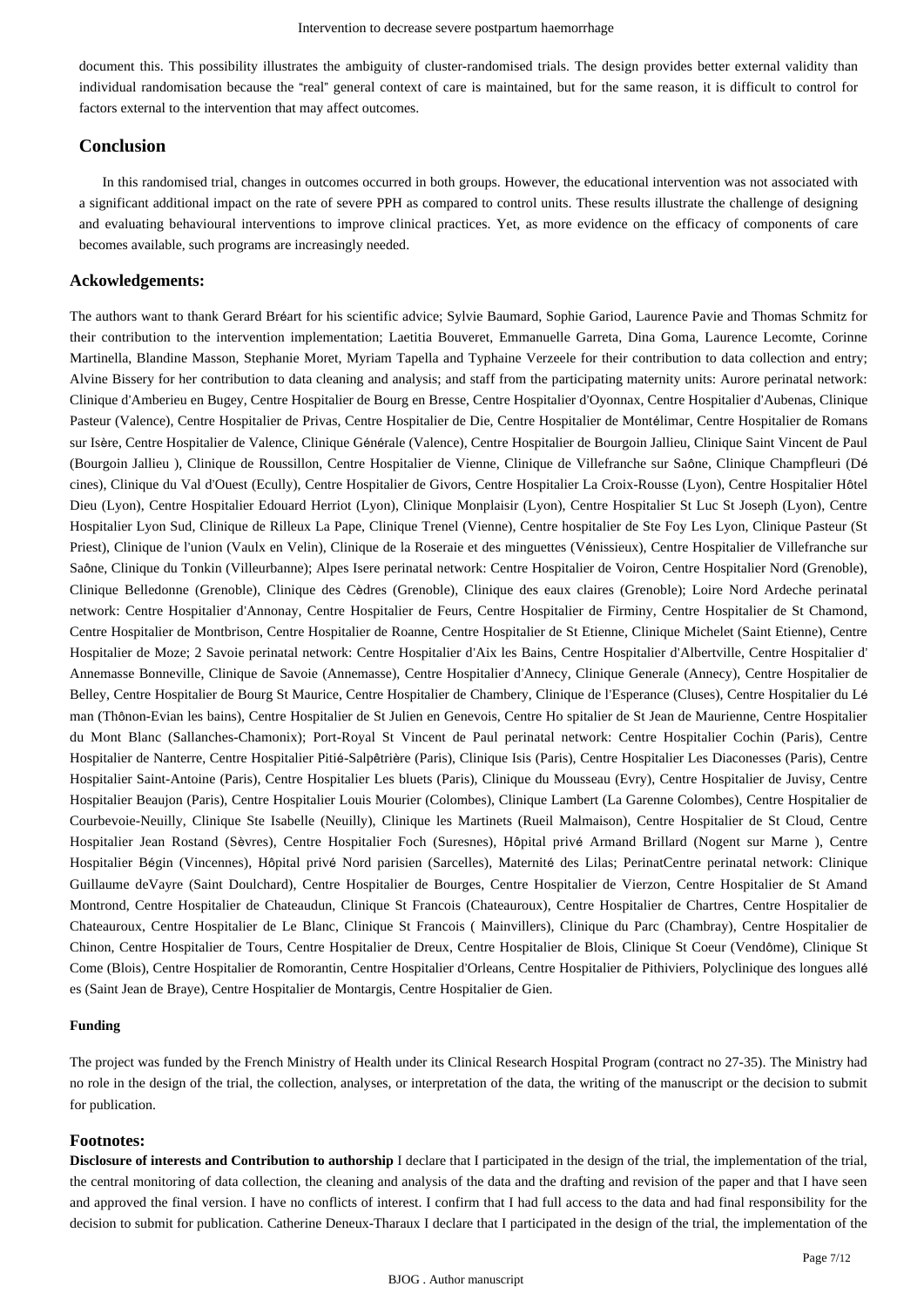document this. This possibility illustrates the ambiguity of cluster-randomised trials. The design provides better external validity than individual randomisation because the "real" general context of care is maintained, but for the same reason, it is difficult to control for factors external to the intervention that may affect outcomes.

## Conclusion

In this randomised trial, changes in outcomes occurred in both groups. However, the educational intervention was not associated with a significant additional impact on the rate of severe PPH as compared to control units. These results illustrate the challenge of designing and evaluating behavioural interventions to improve clinical practices. Yet, as more evidence on the efficacy of components of care becomes available, such programs are increasingly needed.

## Ackowledgements:

The authors want to thank Gerard Bréart for his scientific advice; Sylvie Baumard, Sophie Gariod, Laurence Pavie and Thomas Schmitz for their contribution to the intervention implementation; Laetitia Bouveret, Emmanuelle Garreta, Dina Goma, Laurence Lecomte, Corinne Martinella, Blandine Masson, Stephanie Moret, Myriam Tapella and Typhaine Verzeele for their contribution to data collection and entry; Alvine Bissery for her contribution to data cleaning and analysis; and staff from the participating maternity units: Aurore perinatal network: Clinique d'Amberieu en Bugey, Centre Hospitalier de Bourg en Bresse, Centre Hospitalier d'Oyonnax, Centre Hospitalier d'Aubenas, Clinique Pasteur (Valence), Centre Hospitalier de Privas, Centre Hospitalier de Die, Centre Hospitalier de Montélimar, Centre Hospitalier de Romans sur Isère, Centre Hospitalier de Valence, Clinique Générale (Valence), Centre Hospitalier de Bourgoin Jallieu, Clinique Saint Vincent de Paul (Bourgoin Jallieu ), Clinique de Roussillon, Centre Hospitalier de Vienne, Clinique de Villefranche sur Saône, Clinique Champfleuri (Décines), Clinique du Val d'Ouest (Ecully), Centre Hospitalier de Givors, Centre Hospitalier La Croix-Rousse (Lyon), Centre Hospitalier Hôtel Dieu (Lyon), Centre Hospitalier Edouard Herriot (Lyon), Clinique Monplaisir (Lyon), Centre Hospitalier St Luc St Joseph (Lyon), Centre Hospitalier Lyon Sud, Clinique de Rilleux La Pape, Clinique Trenel (Vienne), Centre hospitalier de Ste Foy Les Lyon, Clinique Pasteur (St Priest), Clinique de l'union (Vaulx en Velin), Clinique de la Roseraie et des minguettes (Vénissieux), Centre Hospitalier de Villefranche sur Saône, Clinique du Tonkin (Villeurbanne); Alpes Isere perinatal network: Centre Hospitalier de Voiron, Centre Hospitalier Nord (Grenoble), Clinique Belledonne (Grenoble), Clinique des Cèdres (Grenoble), Clinique des eaux claires (Grenoble); Loire Nord Ardeche perinatal network: Centre Hospitalier d'Annonay, Centre Hospitalier de Feurs, Centre Hospitalier de Firminy, Centre Hospitalier de St Chamond, Centre Hospitalier de Montbrison, Centre Hospitalier de Roanne, Centre Hospitalier de St Etienne, Clinique Michelet (Saint Etienne), Centre Hospitalier de Moze; 2 Savoie perinatal network: Centre Hospitalier d'Aix les Bains, Centre Hospitalier d'Albertville, Centre Hospitalier d' Annemasse Bonneville, Clinique de Savoie (Annemasse), Centre Hospitalier d'Annecy, Clinique Generale (Annecy), Centre Hospitalier de Belley, Centre Hospitalier de Bourg St Maurice, Centre Hospitalier de Chambery, Clinique de l'Esperance (Cluses), Centre Hospitalier du Léman (Thônon-Evian les bains), Centre Hospitalier de St Julien en Genevois, Centre Ho spitalier de St Jean de Maurienne, Centre Hospitalier du Mont Blanc (Sallanches-Chamonix); Port-Royal St Vincent de Paul perinatal network: Centre Hospitalier Cochin (Paris), Centre Hospitalier de Nanterre, Centre Hospitalier Pitié-Salpêtrière (Paris), Clinique Isis (Paris), Centre Hospitalier Les Diaconesses (Paris), Centre Hospitalier Saint-Antoine (Paris), Centre Hospitalier Les bluets (Paris), Clinique du Mousseau (Evry), Centre Hospitalier de Juvisy, Centre Hospitalier Beaujon (Paris), Centre Hospitalier Louis Mourier (Colombes), Clinique Lambert (La Garenne Colombes), Centre Hospitalier de Courbevoie-Neuilly, Clinique Ste Isabelle (Neuilly), Clinique les Martinets (Rueil Malmaison), Centre Hospitalier de St Cloud, Centre Hospitalier Jean Rostand (Sèvres), Centre Hospitalier Foch (Suresnes), Hôpital privé Armand Brillard (Nogent sur Marne ), Centre Hospitalier Bégin (Vincennes), Hôpital privé Nord parisien (Sarcelles), Maternité des Lilas; PerinatCentre perinatal network: Clinique Guillaume deVayre (Saint Doulchard), Centre Hospitalier de Bourges, Centre Hospitalier de Vierzon, Centre Hospitalier de St Amand Montrond, Centre Hospitalier de Chateaudun, Clinique St Francois (Chateauroux), Centre Hospitalier de Chartres, Centre Hospitalier de Chateauroux, Centre Hospitalier de Le Blanc, Clinique St Francois ( Mainvillers), Clinique du Parc (Chambray), Centre Hospitalier de Chinon, Centre Hospitalier de Tours, Centre Hospitalier de Dreux, Centre Hospitalier de Blois, Clinique St Coeur (Vendôme), Clinique St Come (Blois), Centre Hospitalier de Romorantin, Centre Hospitalier d'Orleans, Centre Hospitalier de Pithiviers, Polyclinique des longues allées (Saint Jean de Braye), Centre Hospitalier de Montargis, Centre Hospitalier de Gien.

#### Funding

The project was funded by the French Ministry of Health under its Clinical Research Hospital Program (contract no 27-35). The Ministry had no role in the design of the trial, the collection, analyses, or interpretation of the data, the writing of the manuscript or the decision to submit for publication.

### Footnotes:

**Disclosure of interests and Contribution to authorship** I declare that I participated in the design of the trial, the implementation of the trial, the central monitoring of data collection, the cleaning and analysis of the data and the drafting and revision of the paper and that I have seen and approved the final version. I have no conflicts of interest. I confirm that I had full access to the data and had final responsibility for the decision to submit for publication. Catherine Deneux-Tharaux I declare that I participated in the design of the trial, the implementation of the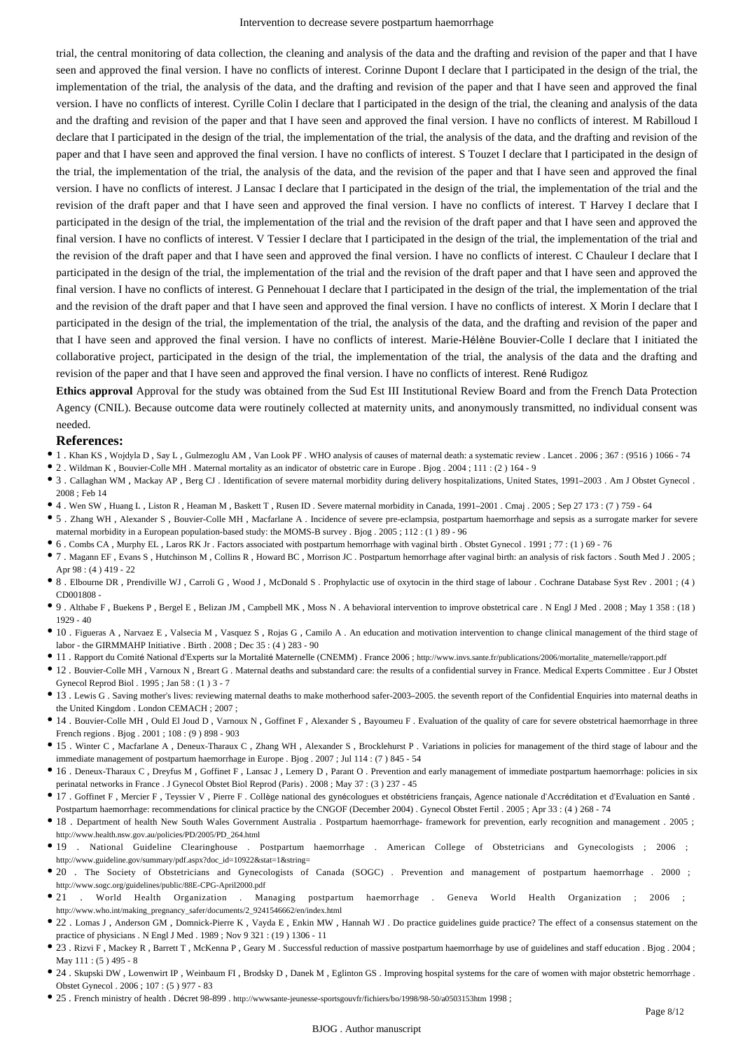trial, the central monitoring of data collection, the cleaning and analysis of the data and the drafting and revision of the paper and that I have seen and approved the final version. I have no conflicts of interest. Corinne Dupont I declare that I participated in the design of the trial, the implementation of the trial, the analysis of the data, and the drafting and revision of the paper and that I have seen and approved the final version. I have no conflicts of interest. Cyrille Colin I declare that I participated in the design of the trial, the cleaning and analysis of the data and the drafting and revision of the paper and that I have seen and approved the final version. I have no conflicts of interest. M Rabilloud I declare that I participated in the design of the trial, the implementation of the trial, the analysis of the data, and the drafting and revision of the paper and that I have seen and approved the final version. I have no conflicts of interest. S Touzet I declare that I participated in the design of the trial, the implementation of the trial, the analysis of the data, and the revision of the paper and that I have seen and approved the final version. I have no conflicts of interest. J Lansac I declare that I participated in the design of the trial, the implementation of the trial and the revision of the draft paper and that I have seen and approved the final version. I have no conflicts of interest. T Harvey I declare that I participated in the design of the trial, the implementation of the trial and the revision of the draft paper and that I have seen and approved the final version. I have no conflicts of interest. V Tessier I declare that I participated in the design of the trial, the implementation of the trial and the revision of the draft paper and that I have seen and approved the final version. I have no conflicts of interest. C Chauleur I declare that I participated in the design of the trial, the implementation of the trial and the revision of the draft paper and that I have seen and approved the final version. I have no conflicts of interest. G Pennehouat I declare that I participated in the design of the trial, the implementation of the trial and the revision of the draft paper and that I have seen and approved the final version. I have no conflicts of interest. X Morin I declare that I participated in the design of the trial, the implementation of the trial, the analysis of the data, and the drafting and revision of the paper and that I have seen and approved the final version. I have no conflicts of interest. Marie-Hélène Bouvier-Colle I declare that I initiated the collaborative project, participated in the design of the trial, the implementation of the trial, the analysis of the data and the drafting and revision of the paper and that I have seen and approved the final version. I have no conflicts of interest. René Rudigoz

**Ethics approval** Approval for the study was obtained from the Sud Est III Institutional Review Board and from the French Data Protection Agency (CNIL). Because outcome data were routinely collected at maternity units, and anonymously transmitted, no individual consent was needed.

## References:

- 1 . Khan KS , Wojdyla D , Say L , Gulmezoglu AM , Van Look PF . WHO analysis of causes of maternal death: a systematic review . Lancet . 2006 ; 367 : (9516 ) 1066 - 74
- 2 . Wildman K , Bouvier-Colle MH . Maternal mortality as an indicator of obstetric care in Europe . Bjog . 2004 ; 111 : (2 ) 164 - 9
- 3 . Callaghan WM , Mackay AP , Berg CJ . Identification of severe maternal morbidity during delivery hospitalizations, United States, 1991–2003 . Am J Obstet Gynecol . 2008 ; Feb 14
- 4 . Wen SW , Huang L , Liston R , Heaman M , Baskett T , Rusen ID . Severe maternal morbidity in Canada, 1991–2001 . Cmaj . 2005 ; Sep 27 173 : (7 ) 759 - 64
- 5 . Zhang WH , Alexander S , Bouvier-Colle MH , Macfarlane A . Incidence of severe pre-eclampsia, postpartum haemorrhage and sepsis as a surrogate marker for severe maternal morbidity in a European population-based study: the MOMS-B survey . Bjog . 2005 ; 112 : (1 ) 89 - 96
- 6 . Combs CA , Murphy EL , Laros RK Jr . Factors associated with postpartum hemorrhage with vaginal birth . Obstet Gynecol . 1991 ; 77 : (1 ) 69 - 76
- 7 . Magann EF , Evans S , Hutchinson M , Collins R , Howard BC , Morrison JC . Postpartum hemorrhage after vaginal birth: an analysis of risk factors . South Med J . 2005 ; Apr 98 : (4 ) 419 - 22
- 8 . Elbourne DR , Prendiville WJ , Carroli G , Wood J , McDonald S . Prophylactic use of oxytocin in the third stage of labour . Cochrane Database Syst Rev . 2001 ; (4 ) CD001808 -
- 9 . Althabe F , Buekens P , Bergel E , Belizan JM , Campbell MK , Moss N . A behavioral intervention to improve obstetrical care . N Engl J Med . 2008 ; May 1 358 : (18 ) 1929 - 40
- 10 . Figueras A , Narvaez E , Valsecia M , Vasquez S , Rojas G , Camilo A . An education and motivation intervention to change clinical management of the third stage of labor - the GIRMMAHP Initiative . Birth . 2008 ; Dec 35 : (4 ) 283 - 90
- 11 . Rapport du Comité National d'Experts sur la Mortalité Maternelle (CNEMM) . France 2006 ; http://www.invs.sante.fr/publications/2006/mortalite_maternelle/rapport.pdf
- 12 . Bouvier-Colle MH , Varnoux N , Breart G . Maternal deaths and substandard care: the results of a confidential survey in France. Medical Experts Committee . Eur J Obstet Gynecol Reprod Biol . 1995 ; Jan 58 : (1 ) 3 - 7
- 13 . Lewis G . Saving mother's lives: reviewing maternal deaths to make motherhood safer-2003–2005. the seventh report of the Confidential Enquiries into maternal deaths in the United Kingdom . London CEMACH ; 2007 ;
- 14 . Bouvier-Colle MH , Ould El Joud D , Varnoux N , Goffinet F , Alexander S , Bayoumeu F . Evaluation of the quality of care for severe obstetrical haemorrhage in three French regions . Bjog . 2001 ; 108 : (9 ) 898 - 903
- 15 . Winter C , Macfarlane A , Deneux-Tharaux C , Zhang WH , Alexander S , Brocklehurst P . Variations in policies for management of the third stage of labour and the immediate management of postpartum haemorrhage in Europe . Bjog . 2007 ; Jul 114 : (7 ) 845 - 54
- 16 . Deneux-Tharaux C , Dreyfus M , Goffinet F , Lansac J , Lemery D , Parant O . Prevention and early management of immediate postpartum haemorrhage: policies in six perinatal networks in France . J Gynecol Obstet Biol Reprod (Paris) . 2008 ; May 37 : (3 ) 237 - 45
- 17 . Goffinet F , Mercier F , Teyssier V , Pierre F . Collège national des gynécologues et obstétriciens français, Agence nationale d'Accréditation et d'Evaluation en Santé . Postpartum haemorrhage: recommendations for clinical practice by the CNGOF (December 2004) . Gynecol Obstet Fertil . 2005 ; Apr 33 : (4 ) 268 - 74
- 18 . Department of health New South Wales Government Australia . Postpartum haemorrhage- framework for prevention, early recognition and management . 2005 ; http://www.health.nsw.gov.au/policies/PD/2005/PD_264.html
- 19 . National Guideline Clearinghouse . Postpartum haemorrhage . American College of Obstetricians and Gynecologists ; 2006 ; http://www.guideline.gov/summary/pdf.aspx?doc_id=10922&stat=1&string=
- 20 . The Society of Obstetricians and Gynecologists of Canada (SOGC) . Prevention and management of postpartum haemorrhage . 2000 ; http://www.sogc.org/guidelines/public/88E-CPG-April2000.pdf
- 21 . World Health Organization . Managing postpartum haemorrhage . Geneva World Health Organization ; 2006 ; http://www.who.int/making_pregnancy_safer/documents/2_9241546662/en/index.html
- 22 . Lomas J , Anderson GM , Domnick-Pierre K , Vayda E , Enkin MW , Hannah WJ . Do practice guidelines guide practice? The effect of a consensus statement on the practice of physicians . N Engl J Med . 1989 ; Nov 9 321 : (19 ) 1306 - 11
- 23 . Rizvi F , Mackey R , Barrett T , McKenna P , Geary M . Successful reduction of massive postpartum haemorrhage by use of guidelines and staff education . Bjog . 2004 ; May 111 : (5 ) 495 - 8
- 24 . Skupski DW , Lowenwirt IP , Weinbaum FI , Brodsky D , Danek M , Eglinton GS . Improving hospital systems for the care of women with major obstetric hemorrhage . Obstet Gynecol . 2006 ; 107 : (5 ) 977 - 83
- 25 . French ministry of health . Décret 98-899 . http://wwwsante-jeunesse-sportsgouvfr/fichiers/bo/1998/98-50/a0503153htm 1998 ;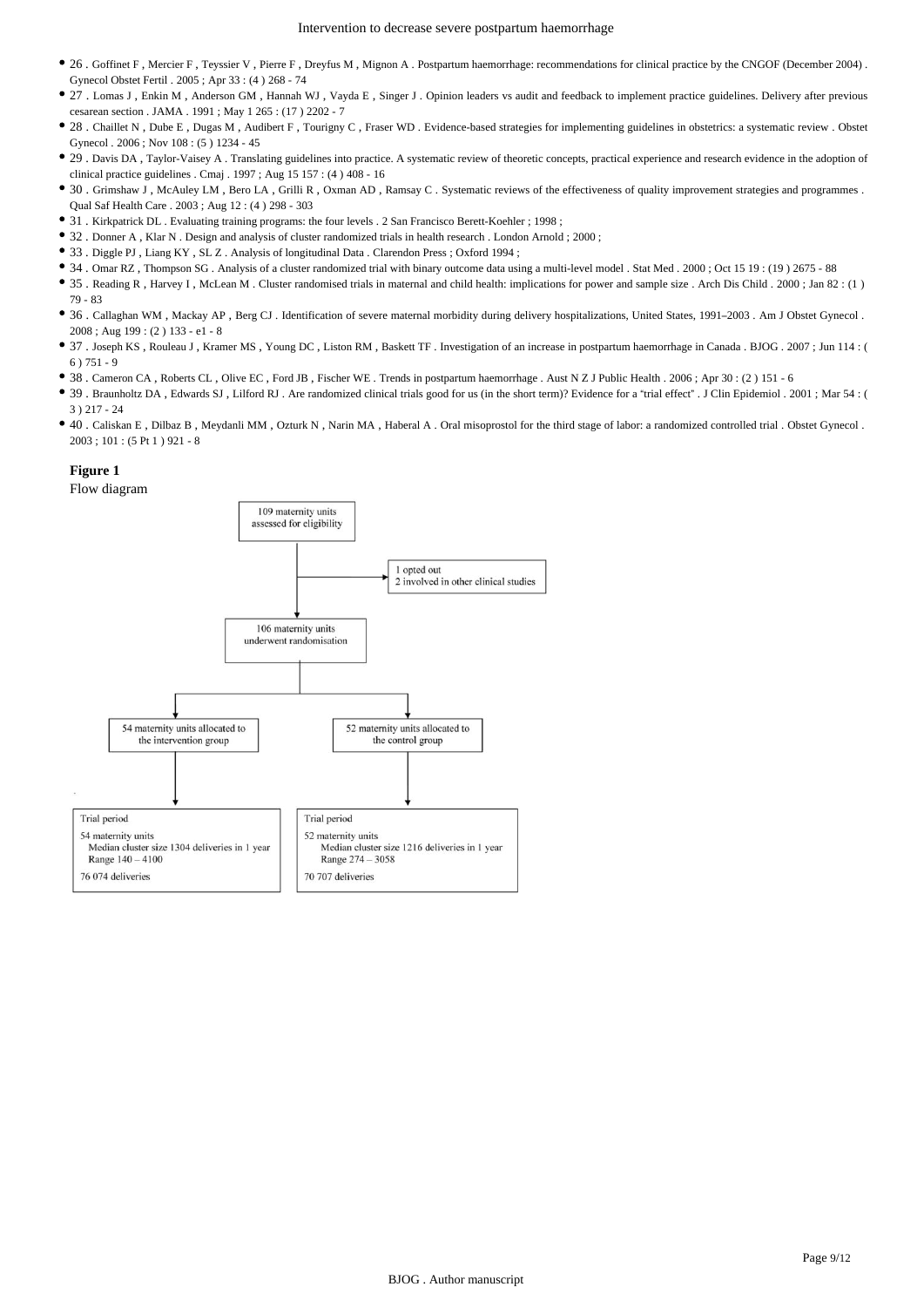- 26 . Goffinet F , Mercier F , Teyssier V , Pierre F , Dreyfus M , Mignon A . Postpartum haemorrhage: recommendations for clinical practice by the CNGOF (December 2004) . Gynecol Obstet Fertil . 2005 ; Apr 33 : (4 ) 268 - 74
- 27 . Lomas J , Enkin M , Anderson GM , Hannah WJ , Vayda E , Singer J . Opinion leaders vs audit and feedback to implement practice guidelines. Delivery after previous cesarean section . JAMA . 1991 ; May 1 265 : (17 ) 2202 - 7
- 28 . Chaillet N , Dube E , Dugas M , Audibert F , Tourigny C , Fraser WD . Evidence-based strategies for implementing guidelines in obstetrics: a systematic review . Obstet Gynecol . 2006 ; Nov 108 : (5 ) 1234 - 45
- 29 . Davis DA , Taylor-Vaisey A . Translating guidelines into practice. A systematic review of theoretic concepts, practical experience and research evidence in the adoption of clinical practice guidelines . Cmaj . 1997 ; Aug 15 157 : (4 ) 408 - 16
- 30 . Grimshaw J , McAuley LM , Bero LA , Grilli R , Oxman AD , Ramsay C . Systematic reviews of the effectiveness of quality improvement strategies and programmes . Qual Saf Health Care . 2003 ; Aug 12 : (4 ) 298 - 303
- 31 . Kirkpatrick DL . Evaluating training programs: the four levels . 2 San Francisco Berett-Koehler ; 1998 ;
- 32 . Donner A , Klar N . Design and analysis of cluster randomized trials in health research . London Arnold ; 2000 ;
- 33 . Diggle PJ , Liang KY , SL Z . Analysis of longitudinal Data . Clarendon Press ; Oxford 1994 ;
- 34 . Omar RZ , Thompson SG . Analysis of a cluster randomized trial with binary outcome data using a multi-level model . Stat Med . 2000 ; Oct 15 19 : (19 ) 2675 - 88
- 35 . Reading R , Harvey I , McLean M . Cluster randomised trials in maternal and child health: implications for power and sample size . Arch Dis Child . 2000 ; Jan 82 : (1 ) 79 - 83
- 36 . Callaghan WM , Mackay AP , Berg CJ . Identification of severe maternal morbidity during delivery hospitalizations, United States, 1991–2003 . Am J Obstet Gynecol . 2008 ; Aug 199 : (2 ) 133 - e1 - 8
- 37 . Joseph KS , Rouleau J , Kramer MS , Young DC , Liston RM , Baskett TF . Investigation of an increase in postpartum haemorrhage in Canada . BJOG . 2007 ; Jun 114 : ( 6 ) 751 - 9
- 38 . Cameron CA , Roberts CL , Olive EC , Ford JB , Fischer WE . Trends in postpartum haemorrhage . Aust N Z J Public Health . 2006 ; Apr 30 : (2 ) 151 - 6
- 39 . Braunholtz DA , Edwards SJ , Lilford RJ . Are randomized clinical trials good for us (in the short term)? Evidence for a "trial effect" . J Clin Epidemiol . 2001 ; Mar 54 : ( 3 ) 217 - 24
- 40 . Caliskan E , Dilbaz B , Meydanli MM , Ozturk N , Narin MA , Haberal A . Oral misoprostol for the third stage of labor: a randomized controlled trial . Obstet Gynecol . 2003 ; 101 : (5 Pt 1 ) 921 - 8

**Figure 1**

Flow diagram

109 maternity units assessed for eligibility

→ 1 opted out; 2 involved in other clinical studies

106 maternity units underwent randomisation

| 54 maternity units allocated to the intervention group | 52 maternity units allocated to the control group |
|---|---|
| Trial period | Trial period |
| 54 maternity units | 52 maternity units |
| Median cluster size 1304 deliveries in 1 year | Median cluster size 1216 deliveries in 1 year |
| Range 140 – 4100 | Range 274 – 3058 |
| 76 074 deliveries | 70 707 deliveries |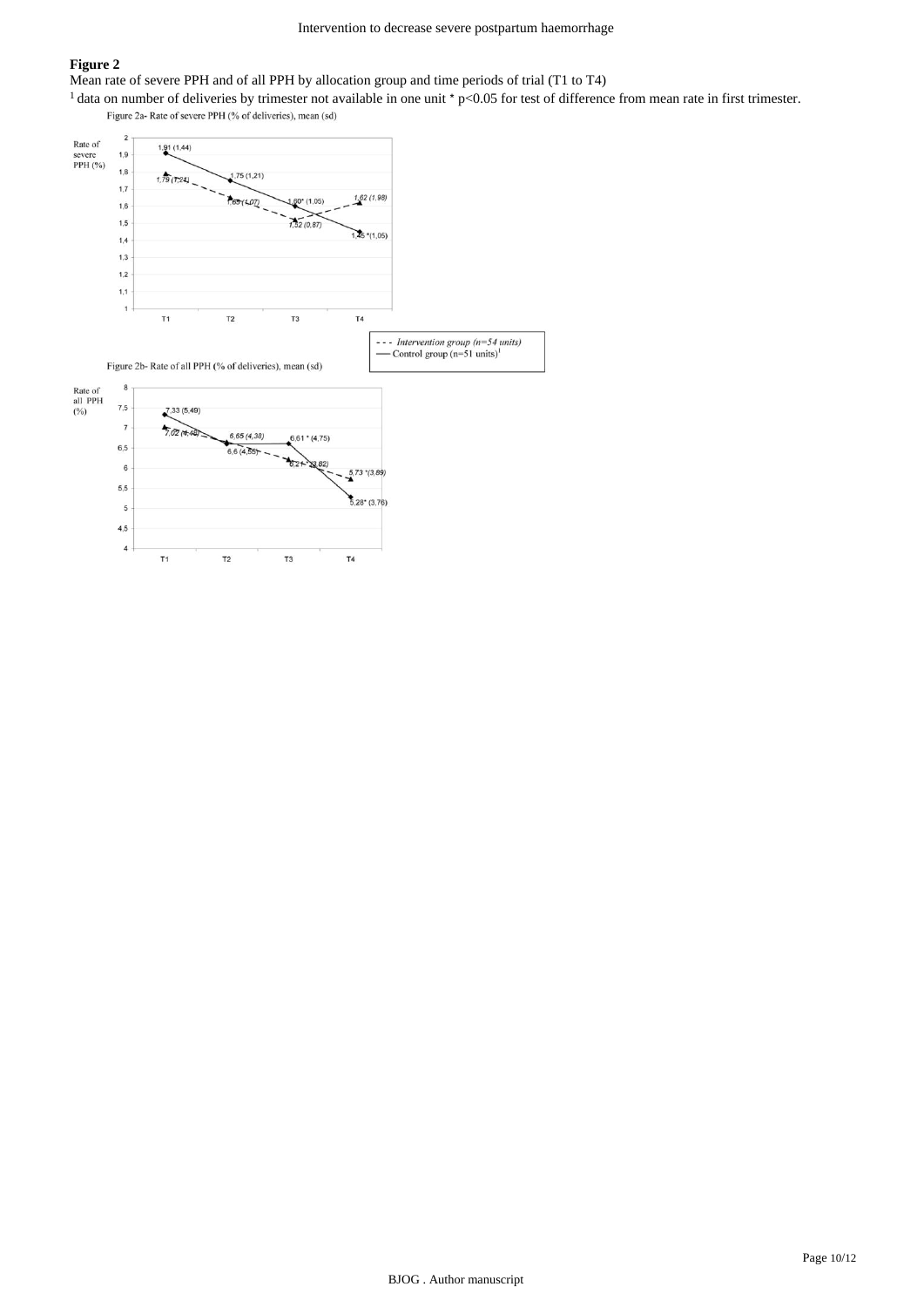**Figure 2**

Mean rate of severe PPH and of all PPH by allocation group and time periods of trial (T1 to T4)

[1] data on number of deliveries by trimester not available in one unit * p<0.05 for test of difference from mean rate in first trimester.

Figure 2a- Rate of severe PPH (% of deliveries), mean (sd)

| Period | Intervention group (n=54 units) | Control group (n=51 units)[1] |
|---|---|---|
| T1 | 1,79 (1,24) | 1,91 (1,44) |
| T2 | 1,65 (1,07) | 1,75 (1,21) |
| T3 | 1,52 (0,87) | 1,60* (1,05) |
| T4 | 1,62 (1,98) | 1,45 *(1,05) |

Figure 2b- Rate of all PPH (% of deliveries), mean (sd)

| Period | Intervention group (n=54 units) | Control group (n=51 units)[1] |
|---|---|---|
| T1 | 7,02 (4,48) | 7,33 (5,49) |
| T2 | 6,65 (4,38) | 6,6 (4,55) |
| T3 | 6,21* (3,82) | 6,61 * (4,75) |
| T4 | 5,73 *(3,89) | 5,28* (3,76) |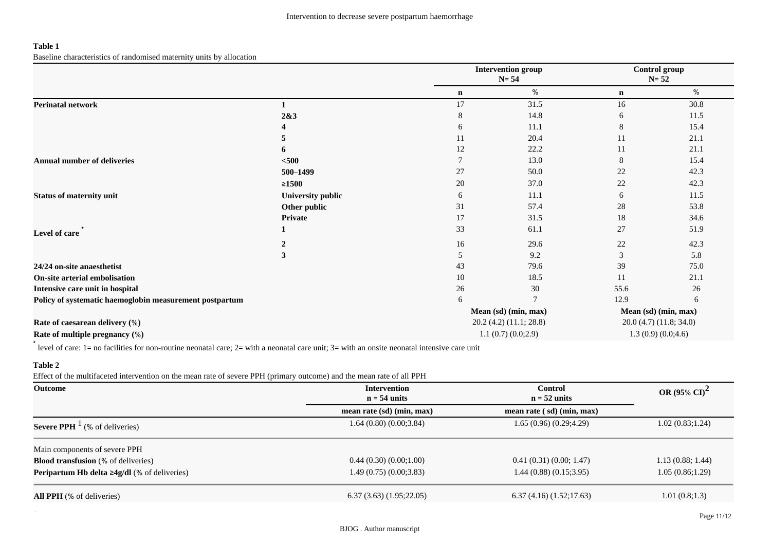**Table 1**

Baseline characteristics of randomised maternity units by allocation

| | | Intervention group N= 54 | | Control group N= 52 | |
|---|---|---|---|---|---|
| | | **n** | **%** | **n** | **%** |
| **Perinatal network** | **1** | 17 | 31.5 | 16 | 30.8 |
| | **2&3** | 8 | 14.8 | 6 | 11.5 |
| | **4** | 6 | 11.1 | 8 | 15.4 |
| | **5** | 11 | 20.4 | 11 | 21.1 |
| | **6** | 12 | 22.2 | 11 | 21.1 |
| **Annual number of deliveries** | **<500** | 7 | 13.0 | 8 | 15.4 |
| | **500–1499** | 27 | 50.0 | 22 | 42.3 |
| | **≥1500** | 20 | 37.0 | 22 | 42.3 |
| **Status of maternity unit** | **University public** | 6 | 11.1 | 6 | 11.5 |
| | **Other public** | 31 | 57.4 | 28 | 53.8 |
| | **Private** | 17 | 31.5 | 18 | 34.6 |
| **Level of care** * | **1** | 33 | 61.1 | 27 | 51.9 |
| | **2** | 16 | 29.6 | 22 | 42.3 |
| | **3** | 5 | 9.2 | 3 | 5.8 |
| **24/24 on-site anaesthetist** | | 43 | 79.6 | 39 | 75.0 |
| **On-site arterial embolisation** | | 10 | 18.5 | 11 | 21.1 |
| **Intensive care unit in hospital** | | 26 | 30 | 55.6 | 26 |
| **Policy of systematic haemoglobin measurement postpartum** | | 6 | 7 | 12.9 | 6 |
| | | Mean (sd) (min, max) | | Mean (sd) (min, max) | |
| **Rate of caesarean delivery (%)** | | 20.2 (4.2) (11.1; 28.8) | | 20.0 (4.7) (11.8; 34.0) | |
| **Rate of multiple pregnancy (%)** | | 1.1 (0.7) (0.0;2.9) | | 1.3 (0.9) (0.0;4.6) | |

* level of care: 1= no facilities for non-routine neonatal care; 2= with a neonatal care unit; 3= with an onsite neonatal intensive care unit

**Table 2**

Effect of the multifaceted intervention on the mean rate of severe PPH (primary outcome) and the mean rate of all PPH

| Outcome | Intervention n = 54 units | Control n = 52 units | OR (95% CI)[2] |
|---|---|---|---|
| | mean rate (sd) (min, max) | mean rate ( sd) (min, max) | |
| **Severe PPH** [1] (% of deliveries) | 1.64 (0.80) (0.00;3.84) | 1.65 (0.96) (0.29;4.29) | 1.02 (0.83;1.24) |
| Main components of severe PPH | | | |
| **Blood transfusion** (% of deliveries) | 0.44 (0.30) (0.00;1.00) | 0.41 (0.31) (0.00; 1.47) | 1.13 (0.88; 1.44) |
| **Peripartum Hb delta ≥4g/dl** (% of deliveries) | 1.49 (0.75) (0.00;3.83) | 1.44 (0.88) (0.15;3.95) | 1.05 (0.86;1.29) |
| **All PPH** (% of deliveries) | 6.37 (3.63) (1.95;22.05) | 6.37 (4.16) (1.52;17.63) | 1.01 (0.8;1.3) |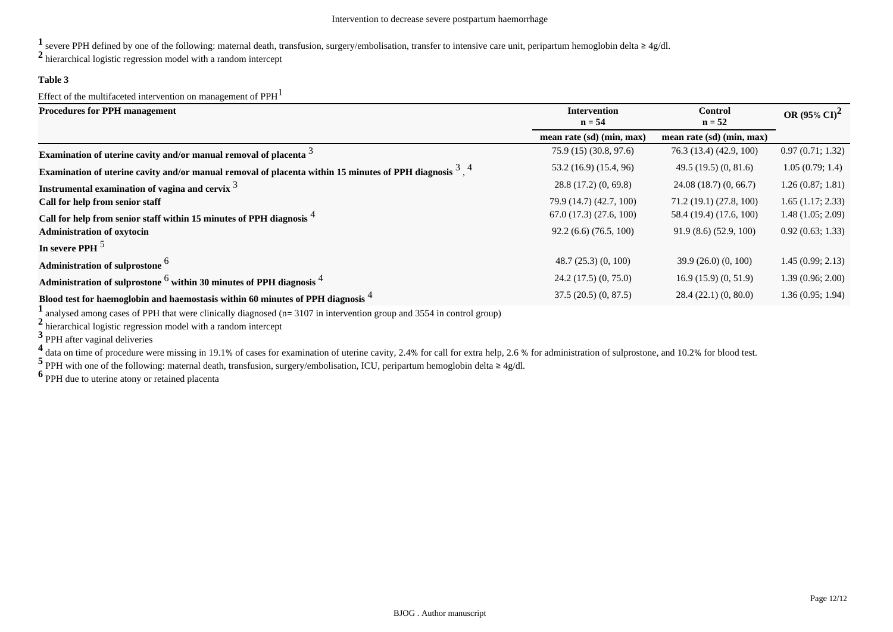[1] severe PPH defined by one of the following: maternal death, transfusion, surgery/embolisation, transfer to intensive care unit, peripartum hemoglobin delta ≥ 4g/dl.

[2] hierarchical logistic regression model with a random intercept

**Table 3**

Effect of the multifaceted intervention on management of PPH[1]

| Procedures for PPH management | Intervention n = 54 | Control n = 52 | OR (95% CI)[2] |
|---|---|---|---|
| | mean rate (sd) (min, max) | mean rate (sd) (min, max) | |
| **Examination of uterine cavity and/or manual removal of placenta** [3] | 75.9 (15) (30.8, 97.6) | 76.3 (13.4) (42.9, 100) | 0.97 (0.71; 1.32) |
| **Examination of uterine cavity and/or manual removal of placenta within 15 minutes of PPH diagnosis** [3], [4] | 53.2 (16.9) (15.4, 96) | 49.5 (19.5) (0, 81.6) | 1.05 (0.79; 1.4) |
| **Instrumental examination of vagina and cervix** [3] | 28.8 (17.2) (0, 69.8) | 24.08 (18.7) (0, 66.7) | 1.26 (0.87; 1.81) |
| **Call for help from senior staff** | 79.9 (14.7) (42.7, 100) | 71.2 (19.1) (27.8, 100) | 1.65 (1.17; 2.33) |
| **Call for help from senior staff within 15 minutes of PPH diagnosis** [4] | 67.0 (17.3) (27.6, 100) | 58.4 (19.4) (17.6, 100) | 1.48 (1.05; 2.09) |
| **Administration of oxytocin** | 92.2 (6.6) (76.5, 100) | 91.9 (8.6) (52.9, 100) | 0.92 (0.63; 1.33) |
| **In severe PPH** [5] | | | |
| **Administration of sulprostone** [6] | 48.7 (25.3) (0, 100) | 39.9 (26.0) (0, 100) | 1.45 (0.99; 2.13) |
| **Administration of sulprostone** [6] **within 30 minutes of PPH diagnosis** [4] | 24.2 (17.5) (0, 75.0) | 16.9 (15.9) (0, 51.9) | 1.39 (0.96; 2.00) |
| **Blood test for haemoglobin and haemostasis within 60 minutes of PPH diagnosis** [4] | 37.5 (20.5) (0, 87.5) | 28.4 (22.1) (0, 80.0) | 1.36 (0.95; 1.94) |

[1] analysed among cases of PPH that were clinically diagnosed (n= 3107 in intervention group and 3554 in control group)

[2] hierarchical logistic regression model with a random intercept

[3] PPH after vaginal deliveries

[4] data on time of procedure were missing in 19.1% of cases for examination of uterine cavity, 2.4% for call for extra help, 2.6 % for administration of sulprostone, and 10.2% for blood test.

[5] PPH with one of the following: maternal death, transfusion, surgery/embolisation, ICU, peripartum hemoglobin delta ≥ 4g/dl.

[6] PPH due to uterine atony or retained placenta